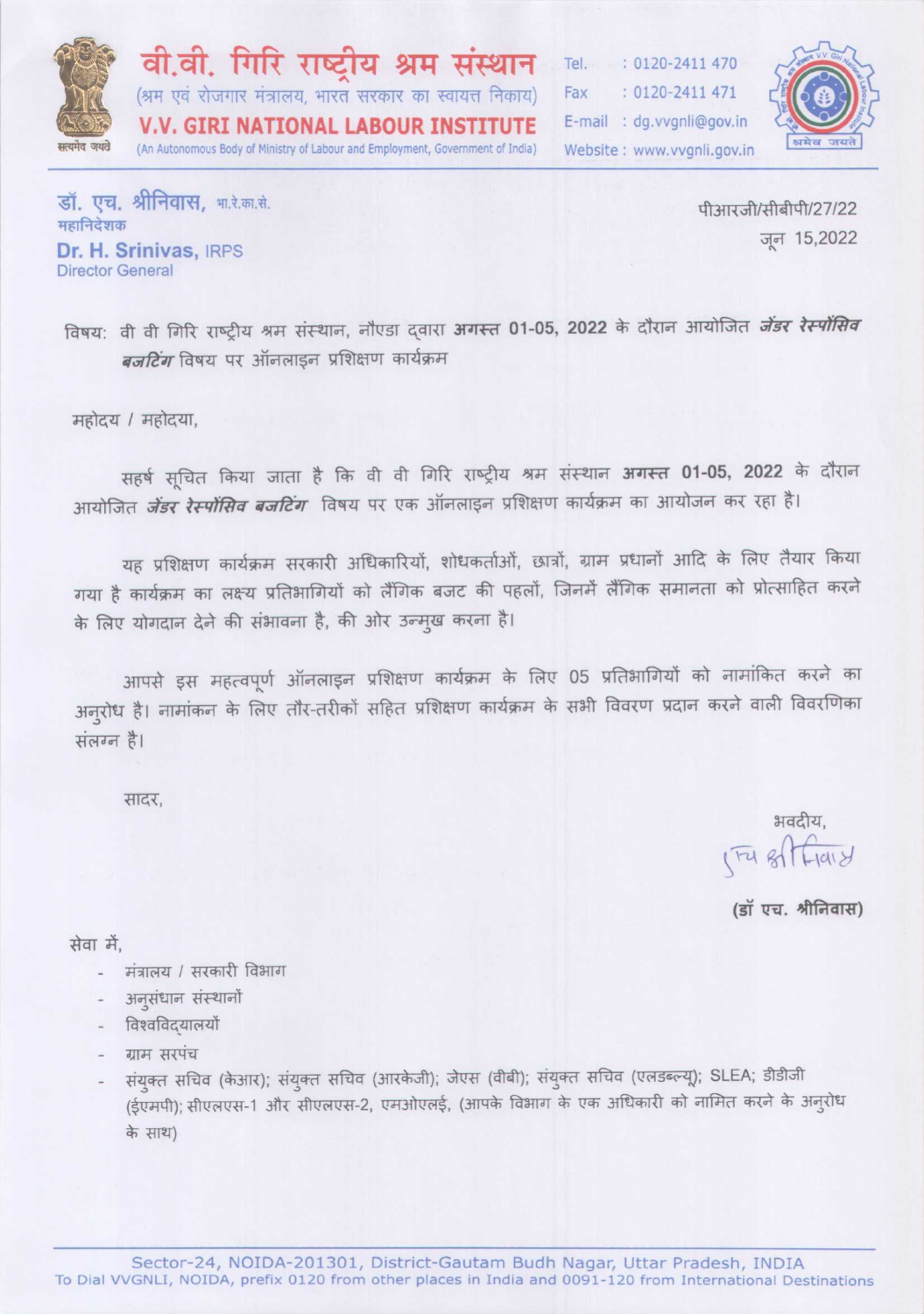**वी.वी. गिरि राष्ट्रीय श्रम संस्थान**
(श्रम एवं रोजगार मंत्रालय, भारत सरकार का स्वायत्त निकाय)
**V.V. GIRI NATIONAL LABOUR INSTITUTE**
(An Autonomous Body of Ministry of Labour and Employment, Government of India)

Tel. : 0120-2411 470
Fax : 0120-2411 471
E-mail : dg.vvgnli@gov.in
Website : www.vvgnli.gov.in

सत्यमेव जयते

श्रमेव जयते

**डॉ. एच. श्रीनिवास,** भा.रे.का.से.
महानिदेशक
**Dr. H. Srinivas,** IRPS
Director General

पीआरजी/सीबीपी/27/22
जून 15,2022

विषय: वी वी गिरि राष्ट्रीय श्रम संस्थान, नौएडा द्वारा **अगस्त 01-05, 2022** के दौरान आयोजित ***जेंडर रेस्पॉंसिव बजटिंग*** विषय पर ऑनलाइन प्रशिक्षण कार्यक्रम

महोदय / महोदया,

सहर्ष सूचित किया जाता है कि वी वी गिरि राष्ट्रीय श्रम संस्थान **अगस्त 01-05, 2022** के दौरान आयोजित ***जेंडर रेस्पॉंसिव बजटिंग*** विषय पर एक ऑनलाइन प्रशिक्षण कार्यक्रम का आयोजन कर रहा है।

यह प्रशिक्षण कार्यक्रम सरकारी अधिकारियों, शोधकर्ताओं, छात्रों, ग्राम प्रधानों आदि के लिए तैयार किया गया है कार्यक्रम का लक्ष्य प्रतिभागियों को लैंगिक बजट की पहलों, जिनमें लैंगिक समानता को प्रोत्साहित करने के लिए योगदान देने की संभावना है, की ओर उन्मुख करना है।

आपसे इस महत्वपूर्ण ऑनलाइन प्रशिक्षण कार्यक्रम के लिए 05 प्रतिभागियों को नामांकित करने का अनुरोध है। नामांकन के लिए तौर-तरीकों सहित प्रशिक्षण कार्यक्रम के सभी विवरण प्रदान करने वाली विवरणिका संलग्न है।

सादर,

भवदीय,

(डॉ एच. श्रीनिवास)

सेवा में,

- मंत्रालय / सरकारी विभाग
- अनुसंधान संस्थानों
- विश्वविद्यालयों
- ग्राम सरपंच
- संयुक्त सचिव (केआर); संयुक्त सचिव (आरकेजी); जेएस (वीबी); संयुक्त सचिव (एलडब्ल्यू); SLEA; डीडीजी (ईएमपी); सीएलएस-1 और सीएलएस-2, एमओएलई, (आपके विभाग के एक अधिकारी को नामित करने के अनुरोध के साथ)

Sector-24, NOIDA-201301, District-Gautam Budh Nagar, Uttar Pradesh, INDIA
To Dial VVGNLI, NOIDA, prefix 0120 from other places in India and 0091-120 from International Destinations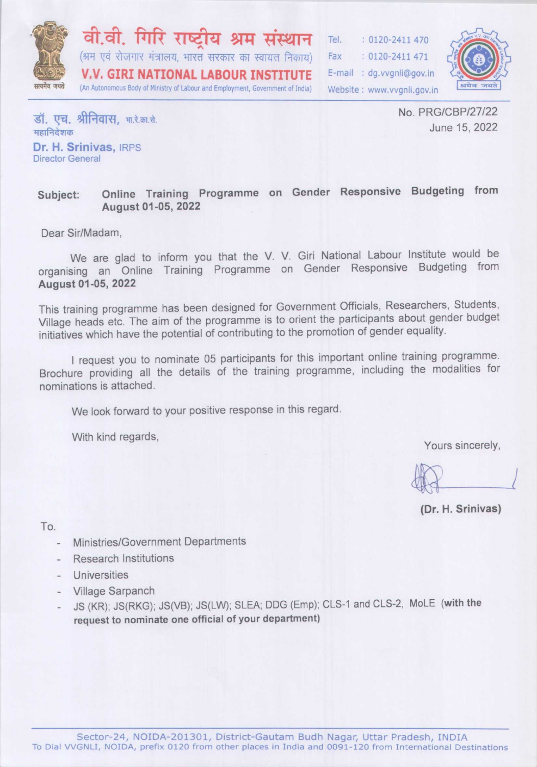# वी.वी. गिरि राष्ट्रीय श्रम संस्थान

(श्रम एवं रोजगार मंत्रालय, भारत सरकार का स्वायत्त निकाय)

# V.V. GIRI NATIONAL LABOUR INSTITUTE

(An Autonomous Body of Ministry of Labour and Employment, Government of India)

Tel. : 0120-2411 470
Fax : 0120-2411 471
E-mail : dg.vvgnli@gov.in
Website : www.vvgnli.gov.in

डॉ. एच. श्रीनिवास, भा.रे.का.से.
महानिदेशक
**Dr. H. Srinivas,** IRPS
Director General

No. PRG/CBP/27/22
June 15, 2022

**Subject: Online Training Programme on Gender Responsive Budgeting from August 01-05, 2022**

Dear Sir/Madam,

We are glad to inform you that the V. V. Giri National Labour Institute would be organising an Online Training Programme on Gender Responsive Budgeting from **August 01-05, 2022**

This training programme has been designed for Government Officials, Researchers, Students, Village heads etc. The aim of the programme is to orient the participants about gender budget initiatives which have the potential of contributing to the promotion of gender equality.

I request you to nominate 05 participants for this important online training programme. Brochure providing all the details of the training programme, including the modalities for nominations is attached.

We look forward to your positive response in this regard.

With kind regards,

Yours sincerely,

**(Dr. H. Srinivas)**

To.

- Ministries/Government Departments
- Research Institutions
- Universities
- Village Sarpanch
- JS (KR); JS(RKG); JS(VB); JS(LW); SLEA; DDG (Emp); CLS-1 and CLS-2, MoLE **(with the request to nominate one official of your department)**

Sector-24, NOIDA-201301, District-Gautam Budh Nagar, Uttar Pradesh, INDIA
To Dial VVGNLI, NOIDA, prefix 0120 from other places in India and 0091-120 from International Destinations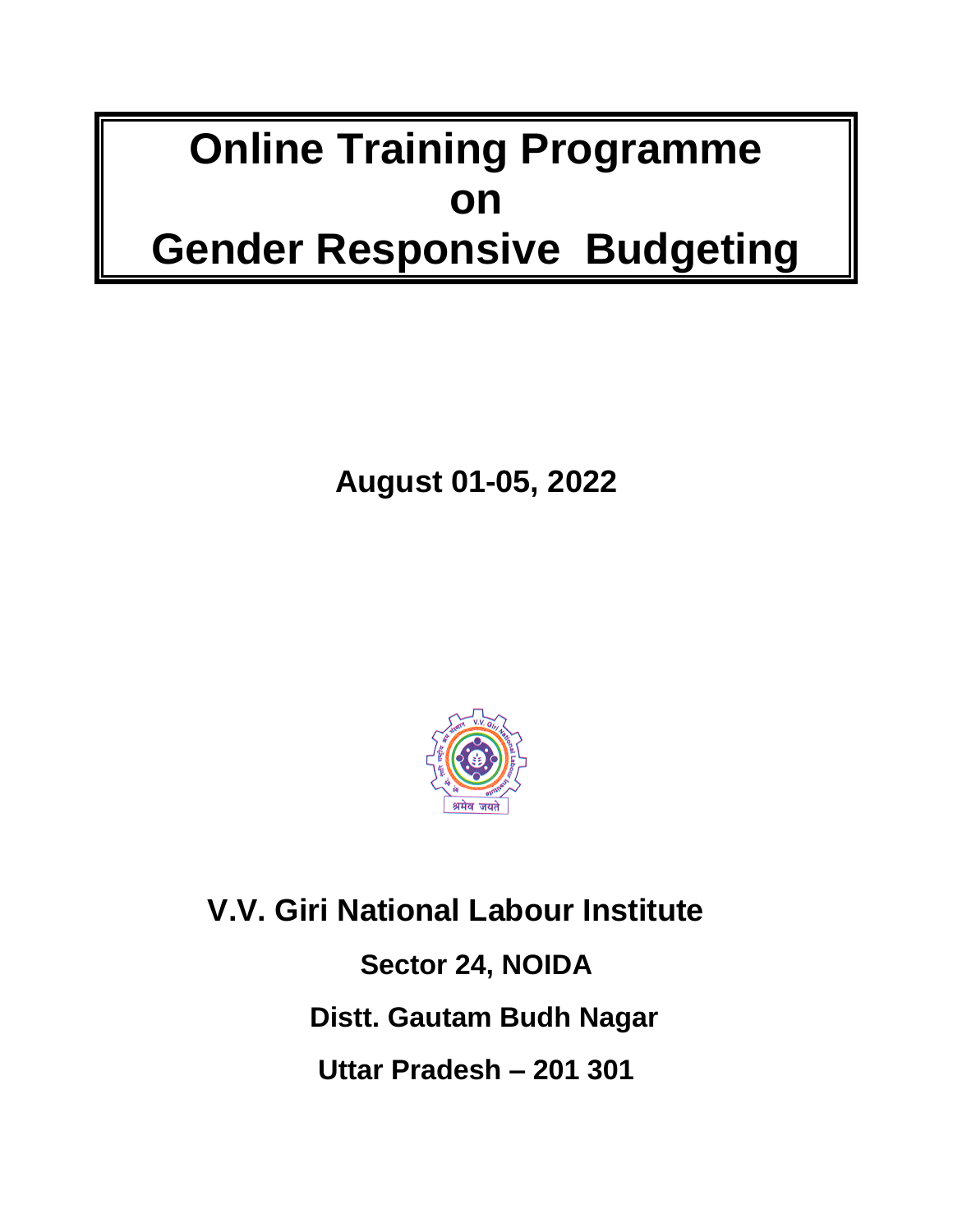# Online Training Programme on Gender Responsive Budgeting

**August 01-05, 2022**

**V.V. Giri National Labour Institute**

**Sector 24, NOIDA**

**Distt. Gautam Budh Nagar**

**Uttar Pradesh – 201 301**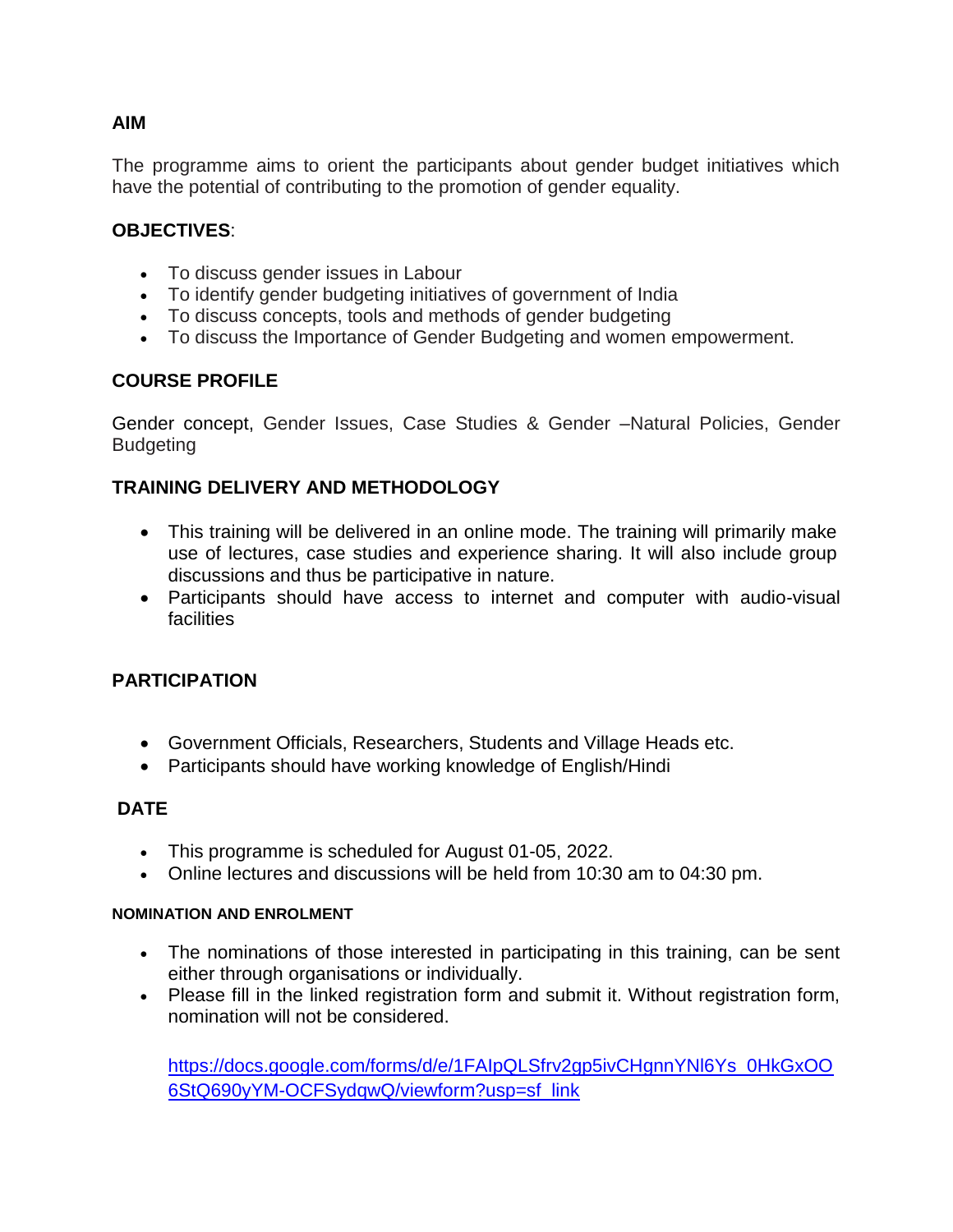## AIM

The programme aims to orient the participants about gender budget initiatives which have the potential of contributing to the promotion of gender equality.

## OBJECTIVES:

- To discuss gender issues in Labour
- To identify gender budgeting initiatives of government of India
- To discuss concepts, tools and methods of gender budgeting
- To discuss the Importance of Gender Budgeting and women empowerment.

## COURSE PROFILE

Gender concept, Gender Issues, Case Studies & Gender –Natural Policies, Gender Budgeting

## TRAINING DELIVERY AND METHODOLOGY

- This training will be delivered in an online mode. The training will primarily make use of lectures, case studies and experience sharing. It will also include group discussions and thus be participative in nature.
- Participants should have access to internet and computer with audio-visual facilities

## PARTICIPATION

- Government Officials, Researchers, Students and Village Heads etc.
- Participants should have working knowledge of English/Hindi

## DATE

- This programme is scheduled for August 01-05, 2022.
- Online lectures and discussions will be held from 10:30 am to 04:30 pm.

### NOMINATION AND ENROLMENT

- The nominations of those interested in participating in this training, can be sent either through organisations or individually.
- Please fill in the linked registration form and submit it. Without registration form, nomination will not be considered.

  https://docs.google.com/forms/d/e/1FAIpQLSfrv2gp5ivCHgnnYNl6Ys_0HkGxOO6StQ690yYM-OCFSydqwQ/viewform?usp=sf_link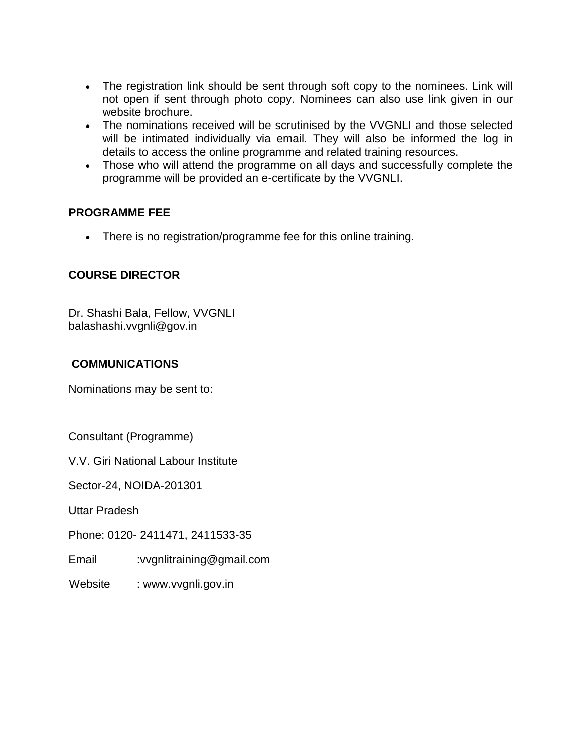- The registration link should be sent through soft copy to the nominees. Link will not open if sent through photo copy. Nominees can also use link given in our website brochure.
- The nominations received will be scrutinised by the VVGNLI and those selected will be intimated individually via email. They will also be informed the log in details to access the online programme and related training resources.
- Those who will attend the programme on all days and successfully complete the programme will be provided an e-certificate by the VVGNLI.

**PROGRAMME FEE**

- There is no registration/programme fee for this online training.

**COURSE DIRECTOR**

Dr. Shashi Bala, Fellow, VVGNLI
balashashi.vvgnli@gov.in

**COMMUNICATIONS**

Nominations may be sent to:

Consultant (Programme)

V.V. Giri National Labour Institute

Sector-24, NOIDA-201301

Uttar Pradesh

Phone: 0120- 2411471, 2411533-35

Email :vvgnlitraining@gmail.com

Website : www.vvgnli.gov.in